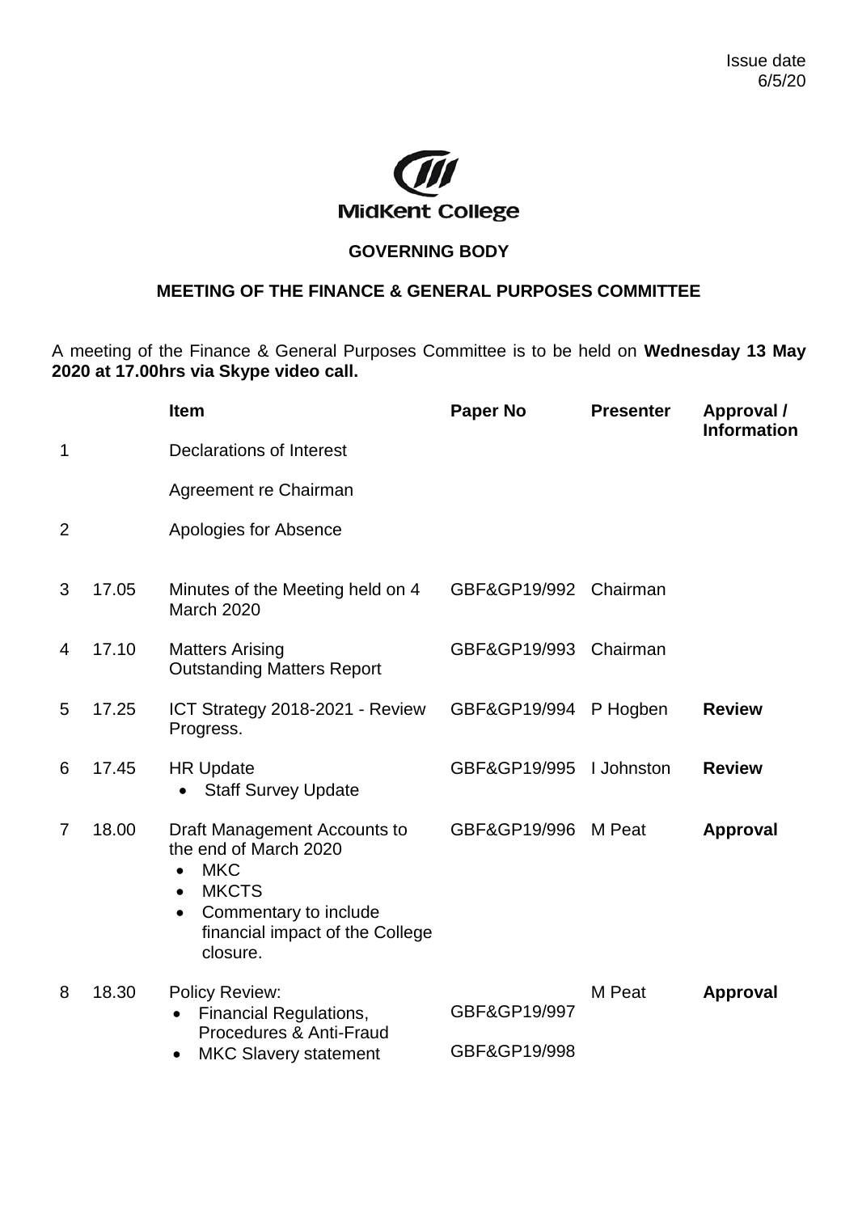Issue date 6/5/20

MidKent College

## GOVERNING BODY

## MEETING OF THE FINANCE & GENERAL PURPOSES COMMITTEE

A meeting of the Finance & General Purposes Committee is to be held on **Wednesday 13 May 2020 at 17.00hrs via Skype video call.**

| | | Item | Paper No | Presenter | Approval / Information |
|---|---|---|---|---|---|
| 1 | | Declarations of Interest | | | |
| | | Agreement re Chairman | | | |
| 2 | | Apologies for Absence | | | |
| 3 | 17.05 | Minutes of the Meeting held on 4 March 2020 | GBF&GP19/992 | Chairman | |
| 4 | 17.10 | Matters Arising<br>Outstanding Matters Report | GBF&GP19/993 | Chairman | |
| 5 | 17.25 | ICT Strategy 2018-2021 - Review Progress. | GBF&GP19/994 | P Hogben | **Review** |
| 6 | 17.45 | HR Update<br>• Staff Survey Update | GBF&GP19/995 | I Johnston | **Review** |
| 7 | 18.00 | Draft Management Accounts to the end of March 2020<br>• MKC<br>• MKCTS<br>• Commentary to include financial impact of the College closure. | GBF&GP19/996 | M Peat | **Approval** |
| 8 | 18.30 | Policy Review:<br>• Financial Regulations, Procedures & Anti-Fraud<br>• MKC Slavery statement | <br>GBF&GP19/997<br><br>GBF&GP19/998 | M Peat | **Approval** |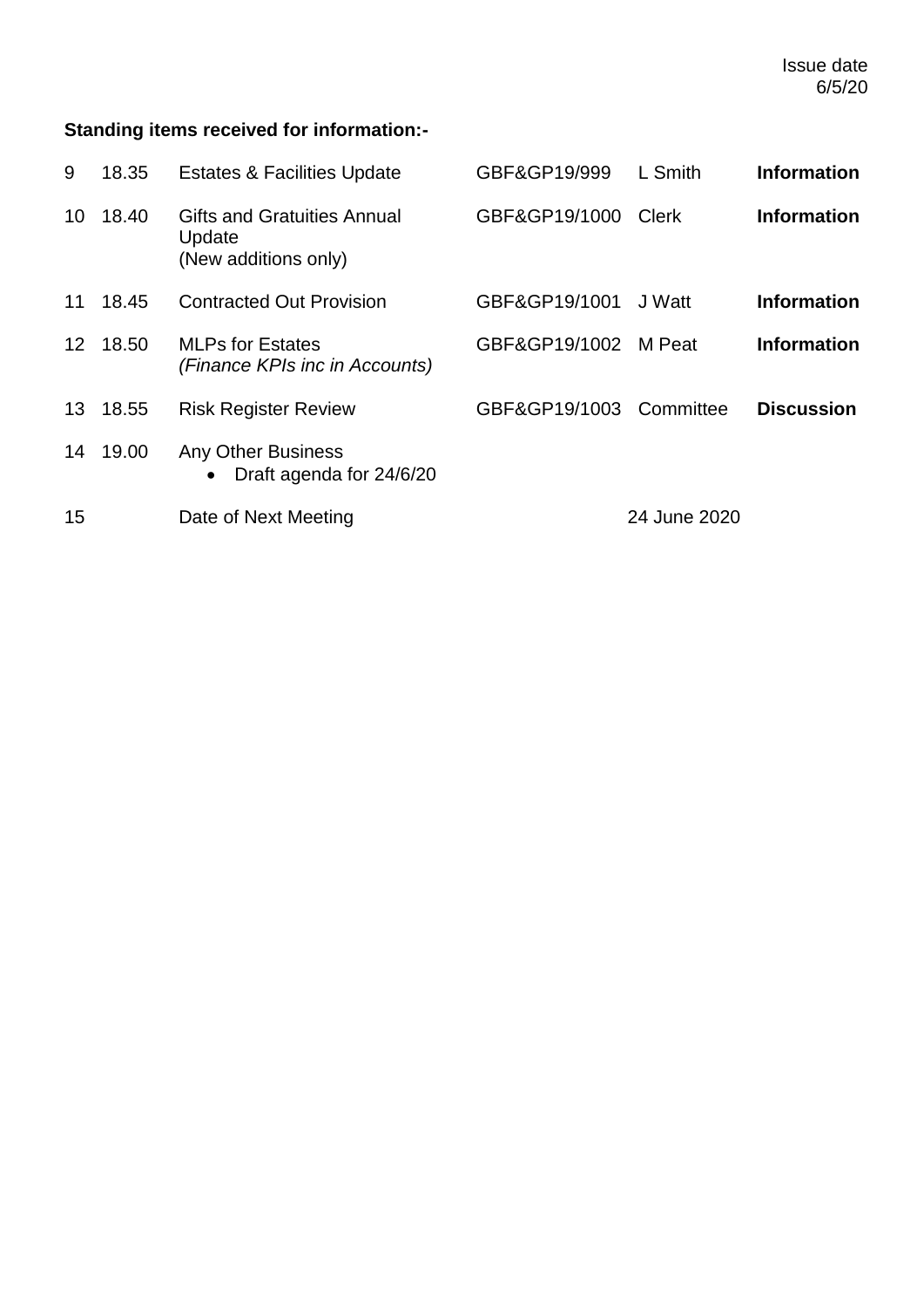Issue date
6/5/20

**Standing items received for information:-**

| | | | | | |
|---|---|---|---|---|---|
| 9 | 18.35 | Estates & Facilities Update | GBF&GP19/999 | L Smith | **Information** |
| 10 | 18.40 | Gifts and Gratuities Annual Update (New additions only) | GBF&GP19/1000 | Clerk | **Information** |
| 11 | 18.45 | Contracted Out Provision | GBF&GP19/1001 | J Watt | **Information** |
| 12 | 18.50 | MLPs for Estates *(Finance KPIs inc in Accounts)* | GBF&GP19/1002 | M Peat | **Information** |
| 13 | 18.55 | Risk Register Review | GBF&GP19/1003 | Committee | **Discussion** |
| 14 | 19.00 | Any Other Business<br>• Draft agenda for 24/6/20 | | | |
| 15 | | Date of Next Meeting | | 24 June 2020 | |